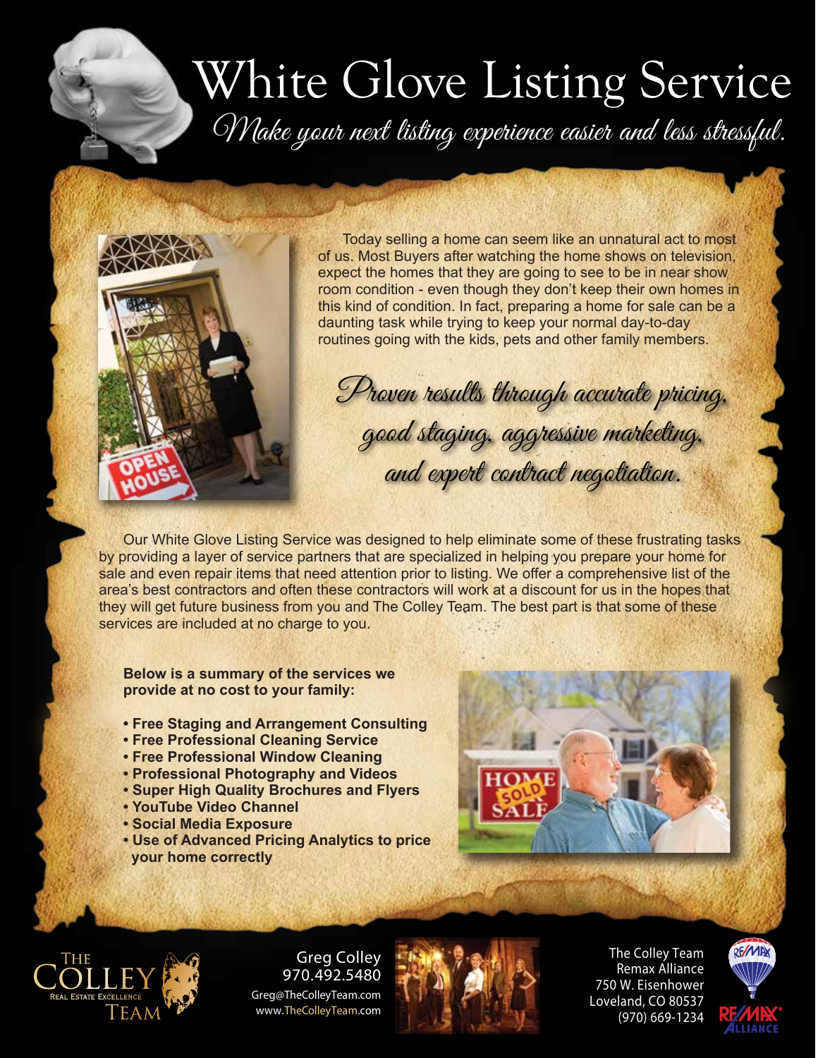# White Glove Listing Service

*Make your next listing experience easier and less stressful.*

Today selling a home can seem like an unnatural act to most of us. Most Buyers after watching the home shows on television, expect the homes that they are going to see to be in near show room condition - even though they don't keep their own homes in this kind of condition. In fact, preparing a home for sale can be a daunting task while trying to keep your normal day-to-day routines going with the kids, pets and other family members.

*Proven results through accurate pricing, good staging, aggressive marketing, and expert contract negotiation.*

Our White Glove Listing Service was designed to help eliminate some of these frustrating tasks by providing a layer of service partners that are specialized in helping you prepare your home for sale and even repair items that need attention prior to listing. We offer a comprehensive list of the area's best contractors and often these contractors will work at a discount for us in the hopes that they will get future business from you and The Colley Team. The best part is that some of these services are included at no charge to you.

**Below is a summary of the services we provide at no cost to your family:**

- **Free Staging and Arrangement Consulting**
- **Free Professional Cleaning Service**
- **Free Professional Window Cleaning**
- **Professional Photography and Videos**
- **Super High Quality Brochures and Flyers**
- **YouTube Video Channel**
- **Social Media Exposure**
- **Use of Advanced Pricing Analytics to price your home correctly**

The Colley Team – Real Estate Excellence

Greg Colley
970.492.5480
Greg@TheColleyTeam.com
www.TheColleyTeam.com

The Colley Team
Remax Alliance
750 W. Eisenhower
Loveland, CO 80537
(970) 669-1234

RE/MAX Alliance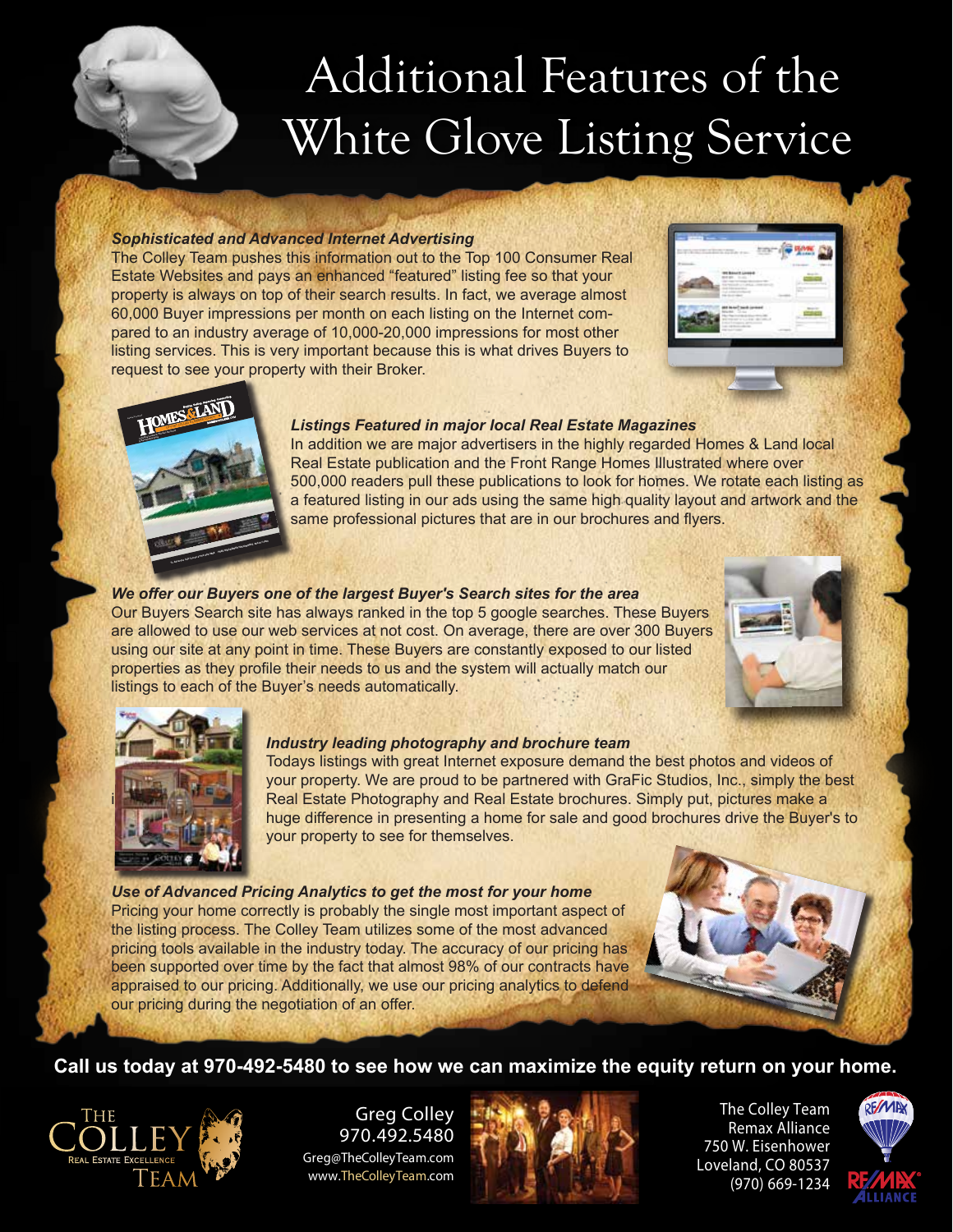# Additional Features of the White Glove Listing Service

***Sophisticated and Advanced Internet Advertising***

The Colley Team pushes this information out to the Top 100 Consumer Real Estate Websites and pays an enhanced "featured" listing fee so that your property is always on top of their search results. In fact, we average almost 60,000 Buyer impressions per month on each listing on the Internet compared to an industry average of 10,000-20,000 impressions for most other listing services. This is very important because this is what drives Buyers to request to see your property with their Broker.

***Listings Featured in major local Real Estate Magazines***

In addition we are major advertisers in the highly regarded Homes & Land local Real Estate publication and the Front Range Homes Illustrated where over 500,000 readers pull these publications to look for homes. We rotate each listing as a featured listing in our ads using the same high quality layout and artwork and the same professional pictures that are in our brochures and flyers.

***We offer our Buyers one of the largest Buyer's Search sites for the area***

Our Buyers Search site has always ranked in the top 5 google searches. These Buyers are allowed to use our web services at not cost. On average, there are over 300 Buyers using our site at any point in time. These Buyers are constantly exposed to our listed properties as they profile their needs to us and the system will actually match our listings to each of the Buyer's needs automatically.

***Industry leading photography and brochure team***

Todays listings with great Internet exposure demand the best photos and videos of your property. We are proud to be partnered with GraFic Studios, Inc., simply the best Real Estate Photography and Real Estate brochures. Simply put, pictures make a huge difference in presenting a home for sale and good brochures drive the Buyer's to your property to see for themselves.

***Use of Advanced Pricing Analytics to get the most for your home***

Pricing your home correctly is probably the single most important aspect of the listing process. The Colley Team utilizes some of the most advanced pricing tools available in the industry today. The accuracy of our pricing has been supported over time by the fact that almost 98% of our contracts have appraised to our pricing. Additionally, we use our pricing analytics to defend our pricing during the negotiation of an offer.

**Call us today at 970-492-5480 to see how we can maximize the equity return on your home.**

The Colley Team
Real Estate Excellence

Greg Colley
970.492.5480
Greg@TheColleyTeam.com
www.TheColleyTeam.com

The Colley Team
Remax Alliance
750 W. Eisenhower
Loveland, CO 80537
(970) 669-1234

RE/MAX Alliance